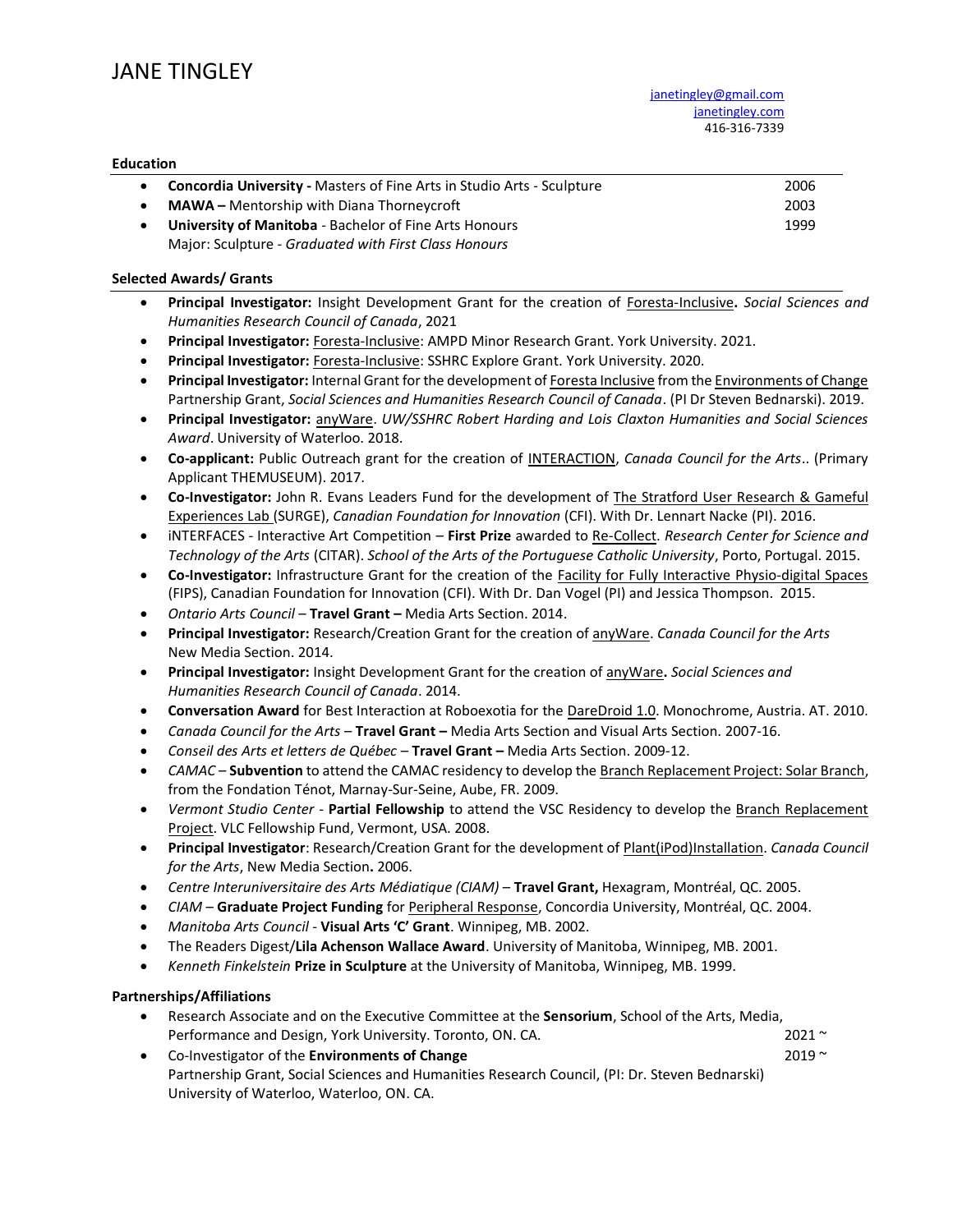# JANE TINGLEY

janetingley@gmail.com
janetingley.com
416-316-7339

## Education

- **Concordia University -** Masters of Fine Arts in Studio Arts - Sculpture 2006
- **MAWA –** Mentorship with Diana Thorneycroft 2003
- **University of Manitoba** - Bachelor of Fine Arts Honours 1999
  Major: Sculpture - *Graduated with First Class Honours*

## Selected Awards/ Grants

- **Principal Investigator:** Insight Development Grant for the creation of Foresta-Inclusive**.** *Social Sciences and Humanities Research Council of Canada*, 2021
- **Principal Investigator:** Foresta-Inclusive: AMPD Minor Research Grant. York University. 2021.
- **Principal Investigator:** Foresta-Inclusive: SSHRC Explore Grant. York University. 2020.
- **Principal Investigator:** Internal Grant for the development of Foresta Inclusive from the Environments of Change Partnership Grant, *Social Sciences and Humanities Research Council of Canada*. (PI Dr Steven Bednarski). 2019.
- **Principal Investigator:** anyWare. *UW/SSHRC Robert Harding and Lois Claxton Humanities and Social Sciences Award*. University of Waterloo. 2018.
- **Co-applicant:** Public Outreach grant for the creation of INTERACTION, *Canada Council for the Arts*.. (Primary Applicant THEMUSEUM). 2017.
- **Co-Investigator:** John R. Evans Leaders Fund for the development of The Stratford User Research & Gameful Experiences Lab (SURGE), *Canadian Foundation for Innovation* (CFI). With Dr. Lennart Nacke (PI). 2016.
- iNTERFACES - Interactive Art Competition – **First Prize** awarded to Re-Collect. *Research Center for Science and Technology of the Arts* (CITAR). *School of the Arts of the Portuguese Catholic University*, Porto, Portugal. 2015.
- **Co-Investigator:** Infrastructure Grant for the creation of the Facility for Fully Interactive Physio-digital Spaces (FIPS), Canadian Foundation for Innovation (CFI). With Dr. Dan Vogel (PI) and Jessica Thompson. 2015.
- *Ontario Arts Council* – **Travel Grant –** Media Arts Section. 2014.
- **Principal Investigator:** Research/Creation Grant for the creation of anyWare. *Canada Council for the Arts* New Media Section. 2014.
- **Principal Investigator:** Insight Development Grant for the creation of anyWare**.** *Social Sciences and Humanities Research Council of Canada*. 2014.
- **Conversation Award** for Best Interaction at Roboexotia for the DareDroid 1.0. Monochrome, Austria. AT. 2010.
- *Canada Council for the Arts* – **Travel Grant –** Media Arts Section and Visual Arts Section. 2007-16.
- *Conseil des Arts et letters de Québec* – **Travel Grant –** Media Arts Section. 2009-12.
- *CAMAC* – **Subvention** to attend the CAMAC residency to develop the Branch Replacement Project: Solar Branch, from the Fondation Ténot, Marnay-Sur-Seine, Aube, FR. 2009.
- *Vermont Studio Center* - **Partial Fellowship** to attend the VSC Residency to develop the Branch Replacement Project. VLC Fellowship Fund, Vermont, USA. 2008.
- **Principal Investigator**: Research/Creation Grant for the development of Plant(iPod)Installation. *Canada Council for the Arts*, New Media Section**.** 2006.
- *Centre Interuniversitaire des Arts Médiatique (CIAM)* – **Travel Grant,** Hexagram, Montréal, QC. 2005.
- *CIAM* – **Graduate Project Funding** for Peripheral Response, Concordia University, Montréal, QC. 2004.
- *Manitoba Arts Council* - **Visual Arts 'C' Grant**. Winnipeg, MB. 2002.
- The Readers Digest/**Lila Achenson Wallace Award**. University of Manitoba, Winnipeg, MB. 2001.
- *Kenneth Finkelstein* **Prize in Sculpture** at the University of Manitoba, Winnipeg, MB. 1999.

## Partnerships/Affiliations

- Research Associate and on the Executive Committee at the **Sensorium**, School of the Arts, Media, Performance and Design, York University. Toronto, ON. CA. 2021 ~
- Co-Investigator of the **Environments of Change** Partnership Grant, Social Sciences and Humanities Research Council, (PI: Dr. Steven Bednarski) University of Waterloo, Waterloo, ON. CA. 2019 ~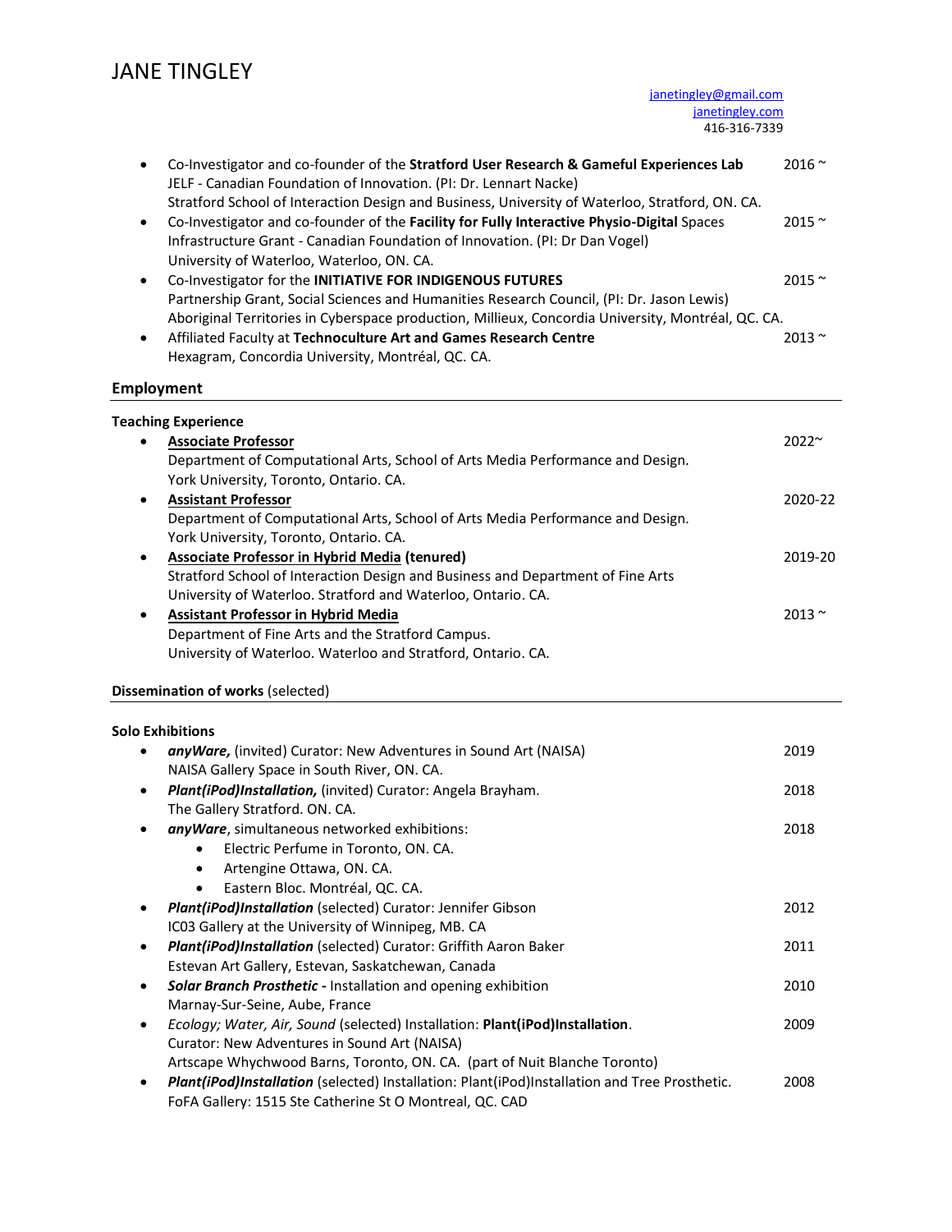# JANE TINGLEY

janetingley@gmail.com
janetingley.com
416-316-7339

- Co-Investigator and co-founder of the **Stratford User Research & Gameful Experiences Lab** 2016 ~
  JELF - Canadian Foundation of Innovation. (PI: Dr. Lennart Nacke)
  Stratford School of Interaction Design and Business, University of Waterloo, Stratford, ON. CA.
- Co-Investigator and co-founder of the **Facility for Fully Interactive Physio-Digital** Spaces 2015 ~
  Infrastructure Grant - Canadian Foundation of Innovation. (PI: Dr Dan Vogel)
  University of Waterloo, Waterloo, ON. CA.
- Co-Investigator for the **INITIATIVE FOR INDIGENOUS FUTURES** 2015 ~
  Partnership Grant, Social Sciences and Humanities Research Council, (PI: Dr. Jason Lewis)
  Aboriginal Territories in Cyberspace production, Millieux, Concordia University, Montréal, QC. CA.
- Affiliated Faculty at **Technoculture Art and Games Research Centre** 2013 ~
  Hexagram, Concordia University, Montréal, QC. CA.

## Employment

### Teaching Experience

- **Associate Professor** 2022~
  Department of Computational Arts, School of Arts Media Performance and Design.
  York University, Toronto, Ontario. CA.
- **Assistant Professor** 2020-22
  Department of Computational Arts, School of Arts Media Performance and Design.
  York University, Toronto, Ontario. CA.
- **Associate Professor in Hybrid Media (tenured)** 2019-20
  Stratford School of Interaction Design and Business and Department of Fine Arts
  University of Waterloo. Stratford and Waterloo, Ontario. CA.
- **Assistant Professor in Hybrid Media** 2013 ~
  Department of Fine Arts and the Stratford Campus.
  University of Waterloo. Waterloo and Stratford, Ontario. CA.

## Dissemination of works (selected)

### Solo Exhibitions

- ***anyWare,*** (invited) Curator: New Adventures in Sound Art (NAISA) 2019
  NAISA Gallery Space in South River, ON. CA.
- ***Plant(iPod)Installation,*** (invited) Curator: Angela Brayham. 2018
  The Gallery Stratford. ON. CA.
- ***anyWare***, simultaneous networked exhibitions: 2018
  - Electric Perfume in Toronto, ON. CA.
  - Artengine Ottawa, ON. CA.
  - Eastern Bloc. Montréal, QC. CA.
- ***Plant(iPod)Installation*** (selected) Curator: Jennifer Gibson 2012
  IC03 Gallery at the University of Winnipeg, MB. CA
- ***Plant(iPod)Installation*** (selected) Curator: Griffith Aaron Baker 2011
  Estevan Art Gallery, Estevan, Saskatchewan, Canada
- ***Solar Branch Prosthetic* - Installation and opening exhibition** 2010
  Marnay-Sur-Seine, Aube, France
- *Ecology; Water, Air, Sound* (selected) Installation: **Plant(iPod)Installation**. 2009
  Curator: New Adventures in Sound Art (NAISA)
  Artscape Whychwood Barns, Toronto, ON. CA. (part of Nuit Blanche Toronto)
- ***Plant(iPod)Installation*** (selected) Installation: Plant(iPod)Installation and Tree Prosthetic. 2008
  FoFA Gallery: 1515 Ste Catherine St O Montreal, QC. CAD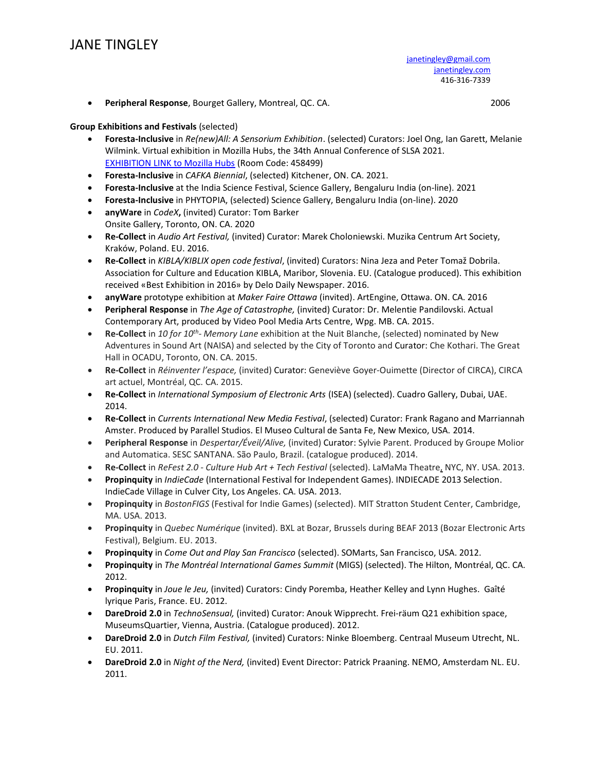- **Peripheral Response**, Bourget Gallery, Montreal, QC. CA. 2006

**Group Exhibitions and Festivals** (selected)

- **Foresta-Inclusive** in *Re(new)All: A Sensorium Exhibition*. (selected) Curators: Joel Ong, Ian Garett, Melanie Wilmink. Virtual exhibition in Mozilla Hubs, the 34th Annual Conference of SLSA 2021. [EXHIBITION LINK to Mozilla Hubs] (Room Code: 458499)
- **Foresta-Inclusive** in *CAFKA Biennial*, (selected) Kitchener, ON. CA. 2021.
- **Foresta-Inclusive** at the India Science Festival, Science Gallery, Bengaluru India (on-line). 2021
- **Foresta-Inclusive** in PHYTOPIA, (selected) Science Gallery, Bengaluru India (on-line). 2020
- **anyWare** in *CodeX*, (invited) Curator: Tom Barker Onsite Gallery, Toronto, ON. CA. 2020
- **Re-Collect** in *Audio Art Festival,* (invited) Curator: Marek Choloniewski. Muzika Centrum Art Society, Kraków, Poland. EU. 2016.
- **Re-Collect** in *KIBLA/KIBLIX open code festival*, (invited) Curators: Nina Jeza and Peter Tomaž Dobrila. Association for Culture and Education KIBLA, Maribor, Slovenia. EU. (Catalogue produced). This exhibition received «Best Exhibition in 2016» by Delo Daily Newspaper. 2016.
- **anyWare** prototype exhibition at *Maker Faire Ottawa* (invited). ArtEngine, Ottawa. ON. CA. 2016
- **Peripheral Response** in *The Age of Catastrophe,* (invited) Curator: Dr. Melentie Pandilovski. Actual Contemporary Art, produced by Video Pool Media Arts Centre, Wpg. MB. CA. 2015.
- **Re-Collect** in *10 for 10th- Memory Lane* exhibition at the Nuit Blanche, (selected) nominated by New Adventures in Sound Art (NAISA) and selected by the City of Toronto and Curator: Che Kothari. The Great Hall in OCADU, Toronto, ON. CA. 2015.
- **Re-Collect** in *Réinventer l'espace,* (invited) Curator: Geneviève Goyer-Ouimette (Director of CIRCA), CIRCA art actuel, Montréal, QC. CA. 2015.
- **Re-Collect** in *International Symposium of Electronic Arts* (ISEA) (selected). Cuadro Gallery, Dubai, UAE. 2014.
- **Re-Collect** in *Currents International New Media Festival*, (selected) Curator: Frank Ragano and Marriannah Amster. Produced by Parallel Studios. El Museo Cultural de Santa Fe, New Mexico, USA. 2014.
- **Peripheral Response** in *Despertar/Éveil/Alive,* (invited) Curator: Sylvie Parent. Produced by Groupe Molior and Automatica. SESC SANTANA. São Paulo, Brazil. (catalogue produced). 2014.
- **Re-Collect** in *ReFest 2.0 - Culture Hub Art + Tech Festival* (selected). LaMaMa Theatre, NYC, NY. USA. 2013.
- **Propinquity** in *IndieCade* (International Festival for Independent Games). INDIECADE 2013 Selection. IndieCade Village in Culver City, Los Angeles. CA. USA. 2013.
- **Propinquity** in *BostonFIGS* (Festival for Indie Games) (selected). MIT Stratton Student Center, Cambridge, MA. USA. 2013.
- **Propinquity** in *Quebec Numérique* (invited). BXL at Bozar, Brussels during BEAF 2013 (Bozar Electronic Arts Festival), Belgium. EU. 2013.
- **Propinquity** in *Come Out and Play San Francisco* (selected). SOMarts, San Francisco, USA. 2012.
- **Propinquity** in *The Montréal International Games Summit* (MIGS) (selected). The Hilton, Montréal, QC. CA. 2012.
- **Propinquity** in *Joue le Jeu,* (invited) Curators: Cindy Poremba, Heather Kelley and Lynn Hughes. Gaîté lyrique Paris, France. EU. 2012.
- **DareDroid 2.0** in *TechnoSensual,* (invited) Curator: Anouk Wipprecht. Frei-räum Q21 exhibition space, MuseumsQuartier, Vienna, Austria. (Catalogue produced). 2012.
- **DareDroid 2.0** in *Dutch Film Festival,* (invited) Curators: Ninke Bloemberg. Centraal Museum Utrecht, NL. EU. 2011.
- **DareDroid 2.0** in *Night of the Nerd,* (invited) Event Director: Patrick Praaning. NEMO, Amsterdam NL. EU. 2011.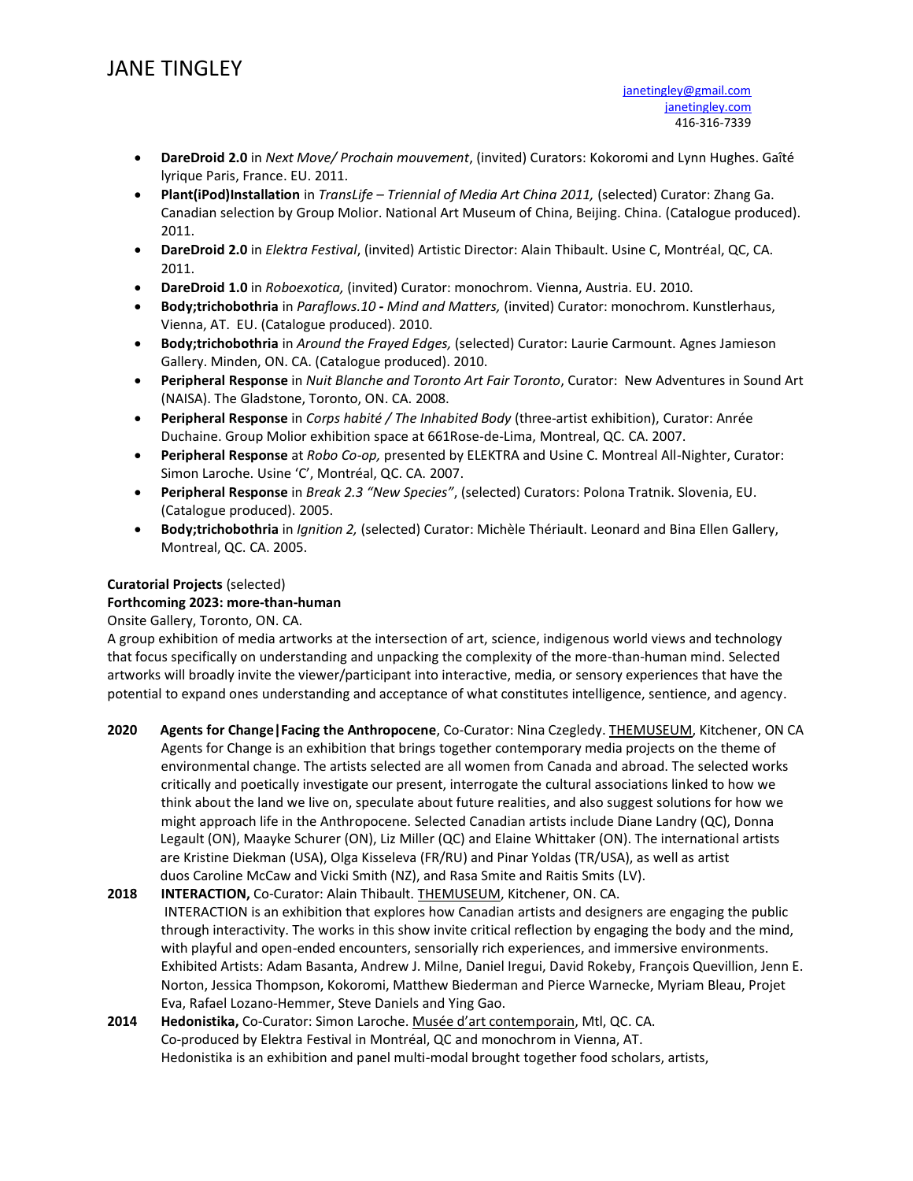- **DareDroid 2.0** in *Next Move/ Prochain mouvement*, (invited) Curators: Kokoromi and Lynn Hughes. Gaîté lyrique Paris, France. EU. 2011.
- **Plant(iPod)Installation** in *TransLife – Triennial of Media Art China 2011,* (selected) Curator: Zhang Ga. Canadian selection by Group Molior. National Art Museum of China, Beijing. China. (Catalogue produced). 2011.
- **DareDroid 2.0** in *Elektra Festival*, (invited) Artistic Director: Alain Thibault. Usine C, Montréal, QC, CA. 2011.
- **DareDroid 1.0** in *Roboexotica,* (invited) Curator: monochrom. Vienna, Austria. EU. 2010.
- **Body;trichobothria** in *Paraflows.10 - Mind and Matters,* (invited) Curator: monochrom. Kunstlerhaus, Vienna, AT. EU. (Catalogue produced). 2010.
- **Body;trichobothria** in *Around the Frayed Edges,* (selected) Curator: Laurie Carmount. Agnes Jamieson Gallery. Minden, ON. CA. (Catalogue produced). 2010.
- **Peripheral Response** in *Nuit Blanche and Toronto Art Fair Toronto*, Curator: New Adventures in Sound Art (NAISA). The Gladstone, Toronto, ON. CA. 2008.
- **Peripheral Response** in *Corps habité / The Inhabited Body* (three-artist exhibition), Curator: Anrée Duchaine. Group Molior exhibition space at 661Rose-de-Lima, Montreal, QC. CA. 2007.
- **Peripheral Response** at *Robo Co-op,* presented by ELEKTRA and Usine C. Montreal All-Nighter, Curator: Simon Laroche. Usine 'C', Montréal, QC. CA. 2007.
- **Peripheral Response** in *Break 2.3 "New Species"*, (selected) Curators: Polona Tratnik. Slovenia, EU. (Catalogue produced). 2005.
- **Body;trichobothria** in *Ignition 2,* (selected) Curator: Michèle Thériault. Leonard and Bina Ellen Gallery, Montreal, QC. CA. 2005.

**Curatorial Projects** (selected)

**Forthcoming 2023: more-than-human**

Onsite Gallery, Toronto, ON. CA.

A group exhibition of media artworks at the intersection of art, science, indigenous world views and technology that focus specifically on understanding and unpacking the complexity of the more-than-human mind. Selected artworks will broadly invite the viewer/participant into interactive, media, or sensory experiences that have the potential to expand ones understanding and acceptance of what constitutes intelligence, sentience, and agency.

**2020** **Agents for Change|Facing the Anthropocene**, Co-Curator: Nina Czegledy. THEMUSEUM, Kitchener, ON CA
Agents for Change is an exhibition that brings together contemporary media projects on the theme of environmental change. The artists selected are all women from Canada and abroad. The selected works critically and poetically investigate our present, interrogate the cultural associations linked to how we think about the land we live on, speculate about future realities, and also suggest solutions for how we might approach life in the Anthropocene. Selected Canadian artists include Diane Landry (QC), Donna Legault (ON), Maayke Schurer (ON), Liz Miller (QC) and Elaine Whittaker (ON). The international artists are Kristine Diekman (USA), Olga Kisseleva (FR/RU) and Pinar Yoldas (TR/USA), as well as artist duos Caroline McCaw and Vicki Smith (NZ), and Rasa Smite and Raitis Smits (LV).

**2018** **INTERACTION,** Co-Curator: Alain Thibault. THEMUSEUM, Kitchener, ON. CA.
INTERACTION is an exhibition that explores how Canadian artists and designers are engaging the public through interactivity. The works in this show invite critical reflection by engaging the body and the mind, with playful and open-ended encounters, sensorially rich experiences, and immersive environments. Exhibited Artists: Adam Basanta, Andrew J. Milne, Daniel Iregui, David Rokeby, François Quevillion, Jenn E. Norton, Jessica Thompson, Kokoromi, Matthew Biederman and Pierce Warnecke, Myriam Bleau, Projet Eva, Rafael Lozano-Hemmer, Steve Daniels and Ying Gao.

**2014** **Hedonistika,** Co-Curator: Simon Laroche. Musée d'art contemporain, Mtl, QC. CA.
Co-produced by Elektra Festival in Montréal, QC and monochrom in Vienna, AT.
Hedonistika is an exhibition and panel multi-modal brought together food scholars, artists,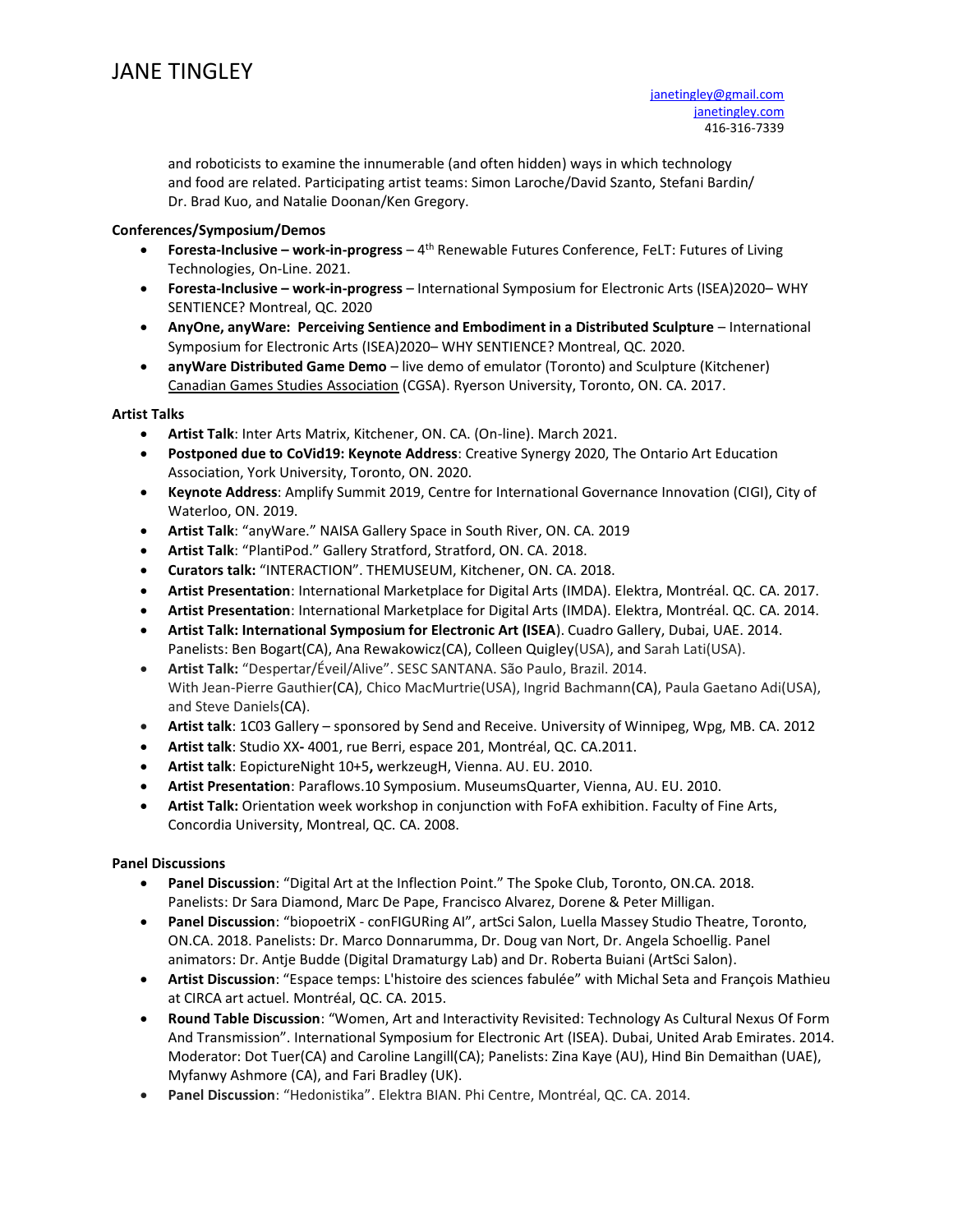and roboticists to examine the innumerable (and often hidden) ways in which technology and food are related. Participating artist teams: Simon Laroche/David Szanto, Stefani Bardin/ Dr. Brad Kuo, and Natalie Doonan/Ken Gregory.

**Conferences/Symposium/Demos**

- **Foresta-Inclusive – work-in-progress** – 4th Renewable Futures Conference, FeLT: Futures of Living Technologies, On-Line. 2021.
- **Foresta-Inclusive – work-in-progress** – International Symposium for Electronic Arts (ISEA)2020– WHY SENTIENCE? Montreal, QC. 2020
- **AnyOne, anyWare: Perceiving Sentience and Embodiment in a Distributed Sculpture** – International Symposium for Electronic Arts (ISEA)2020– WHY SENTIENCE? Montreal, QC. 2020.
- **anyWare Distributed Game Demo** – live demo of emulator (Toronto) and Sculpture (Kitchener) Canadian Games Studies Association (CGSA). Ryerson University, Toronto, ON. CA. 2017.

**Artist Talks**

- **Artist Talk**: Inter Arts Matrix, Kitchener, ON. CA. (On-line). March 2021.
- **Postponed due to CoVid19: Keynote Address**: Creative Synergy 2020, The Ontario Art Education Association, York University, Toronto, ON. 2020.
- **Keynote Address**: Amplify Summit 2019, Centre for International Governance Innovation (CIGI), City of Waterloo, ON. 2019.
- **Artist Talk**: "anyWare." NAISA Gallery Space in South River, ON. CA. 2019
- **Artist Talk**: "PlantiPod." Gallery Stratford, Stratford, ON. CA. 2018.
- **Curators talk:** "INTERACTION". THEMUSEUM, Kitchener, ON. CA. 2018.
- **Artist Presentation**: International Marketplace for Digital Arts (IMDA). Elektra, Montréal. QC. CA. 2017.
- **Artist Presentation**: International Marketplace for Digital Arts (IMDA). Elektra, Montréal. QC. CA. 2014.
- **Artist Talk: International Symposium for Electronic Art (ISEA**). Cuadro Gallery, Dubai, UAE. 2014. Panelists: Ben Bogart(CA), Ana Rewakowicz(CA), Colleen Quigley(USA), and Sarah Lati(USA).
- **Artist Talk:** "Despertar/Éveil/Alive". SESC SANTANA. São Paulo, Brazil. 2014. With Jean-Pierre Gauthier(CA), Chico MacMurtrie(USA), Ingrid Bachmann(CA), Paula Gaetano Adi(USA), and Steve Daniels(CA).
- **Artist talk**: 1C03 Gallery – sponsored by Send and Receive. University of Winnipeg, Wpg, MB. CA. 2012
- **Artist talk**: Studio XX- 4001, rue Berri, espace 201, Montréal, QC. CA.2011.
- **Artist talk**: EopictureNight 10+5**,** werkzeugH, Vienna. AU. EU. 2010.
- **Artist Presentation**: Paraflows.10 Symposium. MuseumsQuarter, Vienna, AU. EU. 2010.
- **Artist Talk:** Orientation week workshop in conjunction with FoFA exhibition. Faculty of Fine Arts, Concordia University, Montreal, QC. CA. 2008.

**Panel Discussions**

- **Panel Discussion**: "Digital Art at the Inflection Point." The Spoke Club, Toronto, ON.CA. 2018. Panelists: Dr Sara Diamond, Marc De Pape, Francisco Alvarez, Dorene & Peter Milligan.
- **Panel Discussion**: "biopoetriX - conFIGURing AI", artSci Salon, Luella Massey Studio Theatre, Toronto, ON.CA. 2018. Panelists: Dr. Marco Donnarumma, Dr. Doug van Nort, Dr. Angela Schoellig. Panel animators: Dr. Antje Budde (Digital Dramaturgy Lab) and Dr. Roberta Buiani (ArtSci Salon).
- **Artist Discussion**: "Espace temps: L'histoire des sciences fabulée" with Michal Seta and François Mathieu at CIRCA art actuel. Montréal, QC. CA. 2015.
- **Round Table Discussion**: "Women, Art and Interactivity Revisited: Technology As Cultural Nexus Of Form And Transmission". International Symposium for Electronic Art (ISEA). Dubai, United Arab Emirates. 2014. Moderator: Dot Tuer(CA) and Caroline Langill(CA); Panelists: Zina Kaye (AU), Hind Bin Demaithan (UAE), Myfanwy Ashmore (CA), and Fari Bradley (UK).
- **Panel Discussion**: "Hedonistika". Elektra BIAN. Phi Centre, Montréal, QC. CA. 2014.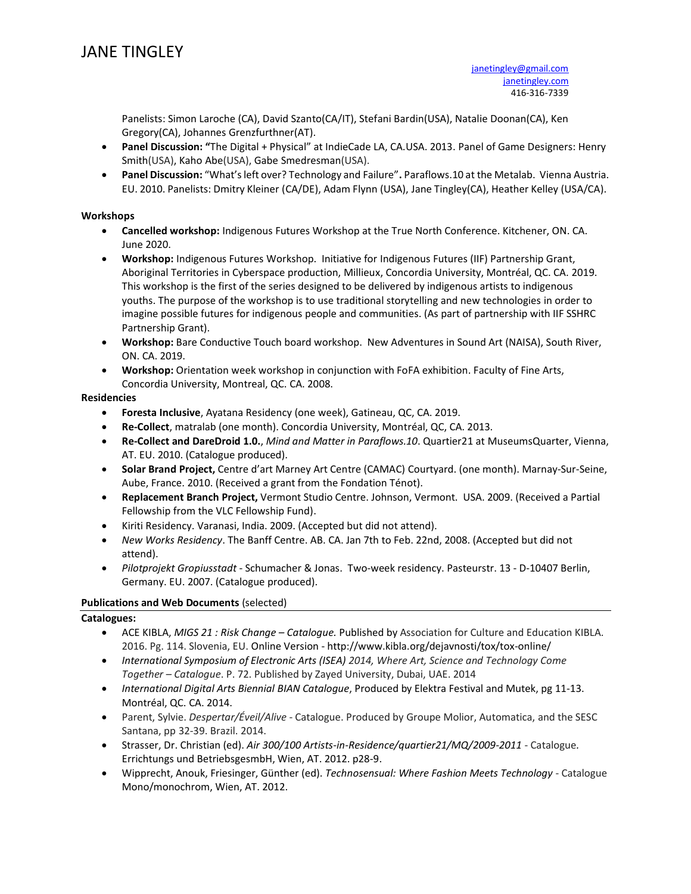Panelists: Simon Laroche (CA), David Szanto(CA/IT), Stefani Bardin(USA), Natalie Doonan(CA), Ken Gregory(CA), Johannes Grenzfurthner(AT).

- **Panel Discussion: "**The Digital + Physical" at IndieCade LA, CA.USA. 2013. Panel of Game Designers: Henry Smith(USA), Kaho Abe(USA), Gabe Smedresman(USA).
- **Panel Discussion:** "What's left over? Technology and Failure"**.** Paraflows.10 at the Metalab. Vienna Austria. EU. 2010. Panelists: Dmitry Kleiner (CA/DE), Adam Flynn (USA), Jane Tingley(CA), Heather Kelley (USA/CA).

**Workshops**

- **Cancelled workshop:** Indigenous Futures Workshop at the True North Conference. Kitchener, ON. CA. June 2020.
- **Workshop:** Indigenous Futures Workshop. Initiative for Indigenous Futures (IIF) Partnership Grant, Aboriginal Territories in Cyberspace production, Millieux, Concordia University, Montréal, QC. CA. 2019. This workshop is the first of the series designed to be delivered by indigenous artists to indigenous youths. The purpose of the workshop is to use traditional storytelling and new technologies in order to imagine possible futures for indigenous people and communities. (As part of partnership with IIF SSHRC Partnership Grant).
- **Workshop:** Bare Conductive Touch board workshop. New Adventures in Sound Art (NAISA), South River, ON. CA. 2019.
- **Workshop:** Orientation week workshop in conjunction with FoFA exhibition. Faculty of Fine Arts, Concordia University, Montreal, QC. CA. 2008.

**Residencies**

- **Foresta Inclusive**, Ayatana Residency (one week), Gatineau, QC, CA. 2019.
- **Re-Collect**, matralab (one month). Concordia University, Montréal, QC, CA. 2013.
- **Re-Collect and DareDroid 1.0.**, *Mind and Matter in Paraflows.10*. Quartier21 at MuseumsQuarter, Vienna, AT. EU. 2010. (Catalogue produced).
- **Solar Brand Project,** Centre d'art Marney Art Centre (CAMAC) Courtyard. (one month). Marnay-Sur-Seine, Aube, France. 2010. (Received a grant from the Fondation Ténot).
- **Replacement Branch Project,** Vermont Studio Centre. Johnson, Vermont. USA. 2009. (Received a Partial Fellowship from the VLC Fellowship Fund).
- Kiriti Residency. Varanasi, India. 2009. (Accepted but did not attend).
- *New Works Residency*. The Banff Centre. AB. CA. Jan 7th to Feb. 22nd, 2008. (Accepted but did not attend).
- *Pilotprojekt Gropiusstadt* - Schumacher & Jonas. Two-week residency. Pasteurstr. 13 - D-10407 Berlin, Germany. EU. 2007. (Catalogue produced).

**Publications and Web Documents** (selected)

**Catalogues:**

- ACE KIBLA, *MIGS 21 : Risk Change – Catalogue.* Published by Association for Culture and Education KIBLA. 2016. Pg. 114. Slovenia, EU. Online Version - http://www.kibla.org/dejavnosti/tox/tox-online/
- *International Symposium of Electronic Arts (ISEA) 2014, Where Art, Science and Technology Come Together – Catalogue*. P. 72. Published by Zayed University, Dubai, UAE. 2014
- *International Digital Arts Biennial BIAN Catalogue*, Produced by Elektra Festival and Mutek, pg 11-13. Montréal, QC. CA. 2014.
- Parent, Sylvie. *Despertar/Éveil/Alive* - Catalogue. Produced by Groupe Molior, Automatica, and the SESC Santana, pp 32-39. Brazil. 2014.
- Strasser, Dr. Christian (ed). *Air 300/100 Artists-in-Residence/quartier21/MQ/2009-2011* - Catalogue. Errichtungs und BetriebsgesmbH, Wien, AT. 2012. p28-9.
- Wipprecht, Anouk, Friesinger, Günther (ed). *Technosensual: Where Fashion Meets Technology* - Catalogue Mono/monochrom, Wien, AT. 2012.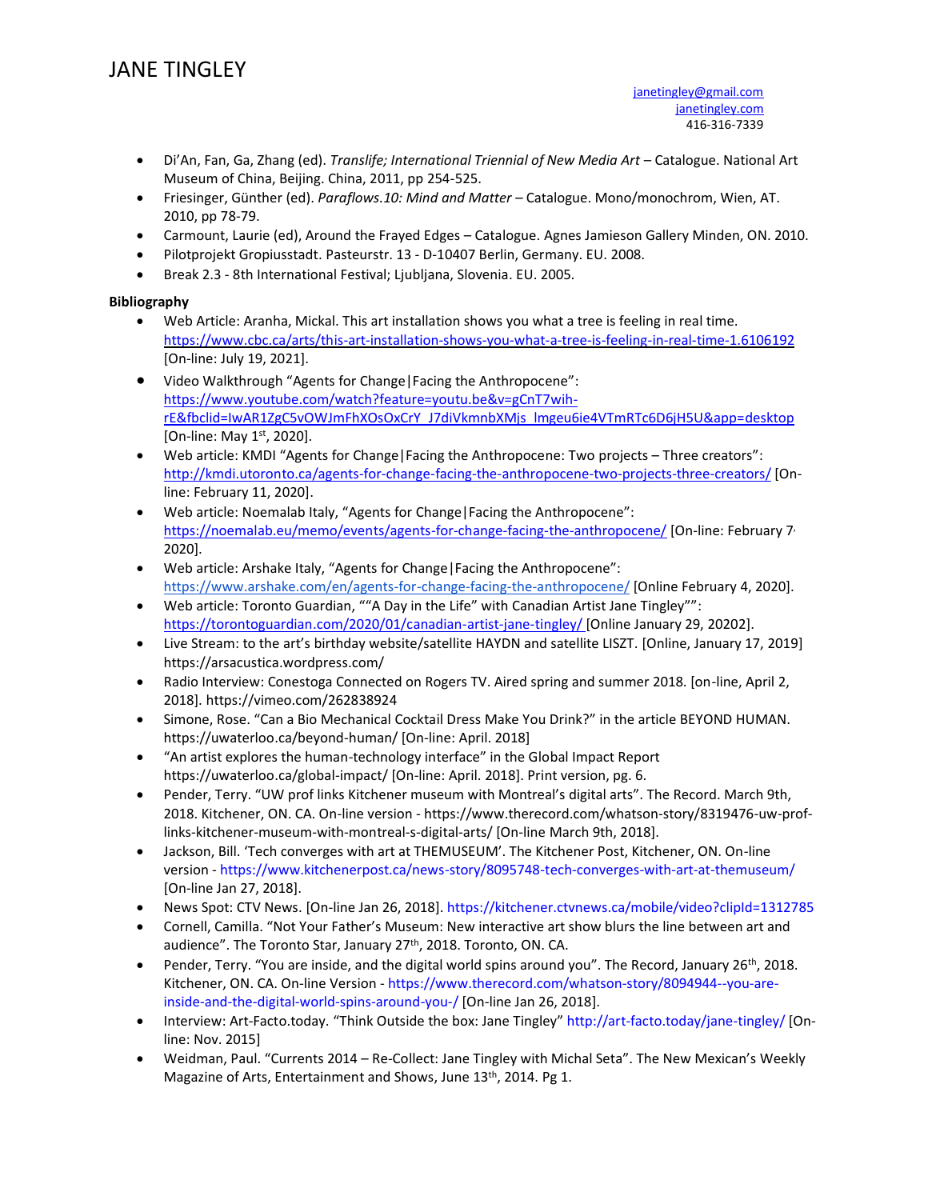# JANE TINGLEY

janetingley@gmail.com
janetingley.com
416-316-7339

- Di'An, Fan, Ga, Zhang (ed). *Translife; International Triennial of New Media Art* – Catalogue. National Art Museum of China, Beijing. China, 2011, pp 254-525.
- Friesinger, Günther (ed). *Paraflows.10: Mind and Matter* – Catalogue. Mono/monochrom, Wien, AT. 2010, pp 78-79.
- Carmount, Laurie (ed), Around the Frayed Edges – Catalogue. Agnes Jamieson Gallery Minden, ON. 2010.
- Pilotprojekt Gropiusstadt. Pasteurstr. 13 - D-10407 Berlin, Germany. EU. 2008.
- Break 2.3 - 8th International Festival; Ljubljana, Slovenia. EU. 2005.

**Bibliography**

- Web Article: Aranha, Mickal. This art installation shows you what a tree is feeling in real time. https://www.cbc.ca/arts/this-art-installation-shows-you-what-a-tree-is-feeling-in-real-time-1.6106192 [On-line: July 19, 2021].
- Video Walkthrough "Agents for Change|Facing the Anthropocene": https://www.youtube.com/watch?feature=youtu.be&v=gCnT7wih-rE&fbclid=IwAR1ZgC5vOWJmFhXOsOxCrY_J7diVkmnbXMjs_lmgeu6ie4VTmRTc6D6jH5U&app=desktop [On-line: May 1st, 2020].
- Web article: KMDI "Agents for Change|Facing the Anthropocene: Two projects – Three creators": http://kmdi.utoronto.ca/agents-for-change-facing-the-anthropocene-two-projects-three-creators/ [On-line: February 11, 2020].
- Web article: Noemalab Italy, "Agents for Change|Facing the Anthropocene": https://noemalab.eu/memo/events/agents-for-change-facing-the-anthropocene/ [On-line: February 7, 2020].
- Web article: Arshake Italy, "Agents for Change|Facing the Anthropocene": https://www.arshake.com/en/agents-for-change-facing-the-anthropocene/ [Online February 4, 2020].
- Web article: Toronto Guardian, ""A Day in the Life" with Canadian Artist Jane Tingley"": https://torontoguardian.com/2020/01/canadian-artist-jane-tingley/ [Online January 29, 20202].
- Live Stream: to the art's birthday website/satellite HAYDN and satellite LISZT. [Online, January 17, 2019] https://arsacustica.wordpress.com/
- Radio Interview: Conestoga Connected on Rogers TV. Aired spring and summer 2018. [on-line, April 2, 2018]. https://vimeo.com/262838924
- Simone, Rose. "Can a Bio Mechanical Cocktail Dress Make You Drink?" in the article BEYOND HUMAN. https://uwaterloo.ca/beyond-human/ [On-line: April. 2018]
- "An artist explores the human-technology interface" in the Global Impact Report https://uwaterloo.ca/global-impact/ [On-line: April. 2018]. Print version, pg. 6.
- Pender, Terry. "UW prof links Kitchener museum with Montreal's digital arts". The Record. March 9th, 2018. Kitchener, ON. CA. On-line version - https://www.therecord.com/whatson-story/8319476-uw-prof-links-kitchener-museum-with-montreal-s-digital-arts/ [On-line March 9th, 2018].
- Jackson, Bill. 'Tech converges with art at THEMUSEUM'. The Kitchener Post, Kitchener, ON. On-line version - https://www.kitchenerpost.ca/news-story/8095748-tech-converges-with-art-at-themuseum/ [On-line Jan 27, 2018].
- News Spot: CTV News. [On-line Jan 26, 2018]. https://kitchener.ctvnews.ca/mobile/video?clipId=1312785
- Cornell, Camilla. "Not Your Father's Museum: New interactive art show blurs the line between art and audience". The Toronto Star, January 27th, 2018. Toronto, ON. CA.
- Pender, Terry. "You are inside, and the digital world spins around you". The Record, January 26th, 2018. Kitchener, ON. CA. On-line Version - https://www.therecord.com/whatson-story/8094944--you-are-inside-and-the-digital-world-spins-around-you-/ [On-line Jan 26, 2018].
- Interview: Art-Facto.today. "Think Outside the box: Jane Tingley" http://art-facto.today/jane-tingley/ [On-line: Nov. 2015]
- Weidman, Paul. "Currents 2014 – Re-Collect: Jane Tingley with Michal Seta". The New Mexican's Weekly Magazine of Arts, Entertainment and Shows, June 13th, 2014. Pg 1.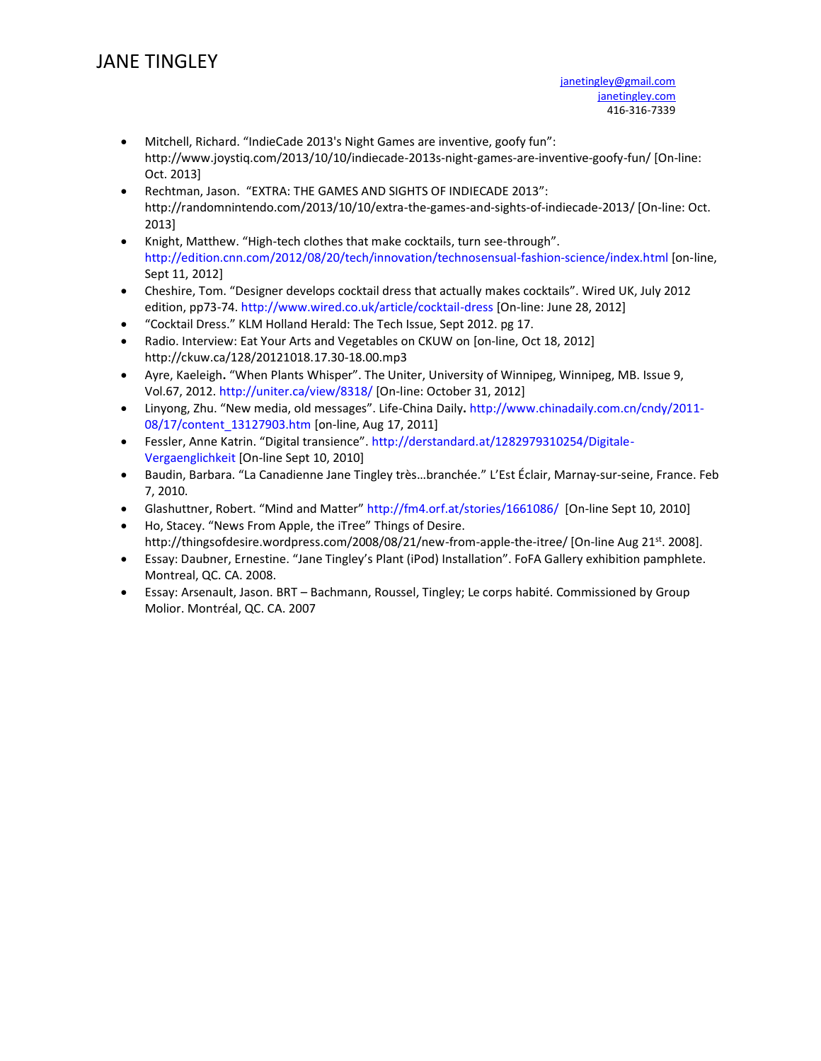- Mitchell, Richard. “IndieCade 2013's Night Games are inventive, goofy fun”: http://www.joystiq.com/2013/10/10/indiecade-2013s-night-games-are-inventive-goofy-fun/ [On-line: Oct. 2013]
- Rechtman, Jason. “EXTRA: THE GAMES AND SIGHTS OF INDIECADE 2013”: http://randomnintendo.com/2013/10/10/extra-the-games-and-sights-of-indiecade-2013/ [On-line: Oct. 2013]
- Knight, Matthew. “High-tech clothes that make cocktails, turn see-through”. http://edition.cnn.com/2012/08/20/tech/innovation/technosensual-fashion-science/index.html [on-line, Sept 11, 2012]
- Cheshire, Tom. “Designer develops cocktail dress that actually makes cocktails”. Wired UK, July 2012 edition, pp73-74. http://www.wired.co.uk/article/cocktail-dress [On-line: June 28, 2012]
- “Cocktail Dress.” KLM Holland Herald: The Tech Issue, Sept 2012. pg 17.
- Radio. Interview: Eat Your Arts and Vegetables on CKUW on [on-line, Oct 18, 2012] http://ckuw.ca/128/20121018.17.30-18.00.mp3
- Ayre, Kaeleigh**.** “When Plants Whisper”. The Uniter, University of Winnipeg, Winnipeg, MB. Issue 9, Vol.67, 2012. http://uniter.ca/view/8318/ [On-line: October 31, 2012]
- Linyong, Zhu. “New media, old messages”. Life-China Daily**.** http://www.chinadaily.com.cn/cndy/2011-08/17/content_13127903.htm [on-line, Aug 17, 2011]
- Fessler, Anne Katrin. “Digital transience”. http://derstandard.at/1282979310254/Digitale-Vergaenglichkeit [On-line Sept 10, 2010]
- Baudin, Barbara. “La Canadienne Jane Tingley très…branchée.” L'Est Éclair, Marnay-sur-seine, France. Feb 7, 2010.
- Glashuttner, Robert. “Mind and Matter” http://fm4.orf.at/stories/1661086/ [On-line Sept 10, 2010]
- Ho, Stacey. “News From Apple, the iTree” Things of Desire. http://thingsofdesire.wordpress.com/2008/08/21/new-from-apple-the-itree/ [On-line Aug 21st. 2008].
- Essay: Daubner, Ernestine. “Jane Tingley's Plant (iPod) Installation”. FoFA Gallery exhibition pamphlete. Montreal, QC. CA. 2008.
- Essay: Arsenault, Jason. BRT – Bachmann, Roussel, Tingley; Le corps habité. Commissioned by Group Molior. Montréal, QC. CA. 2007